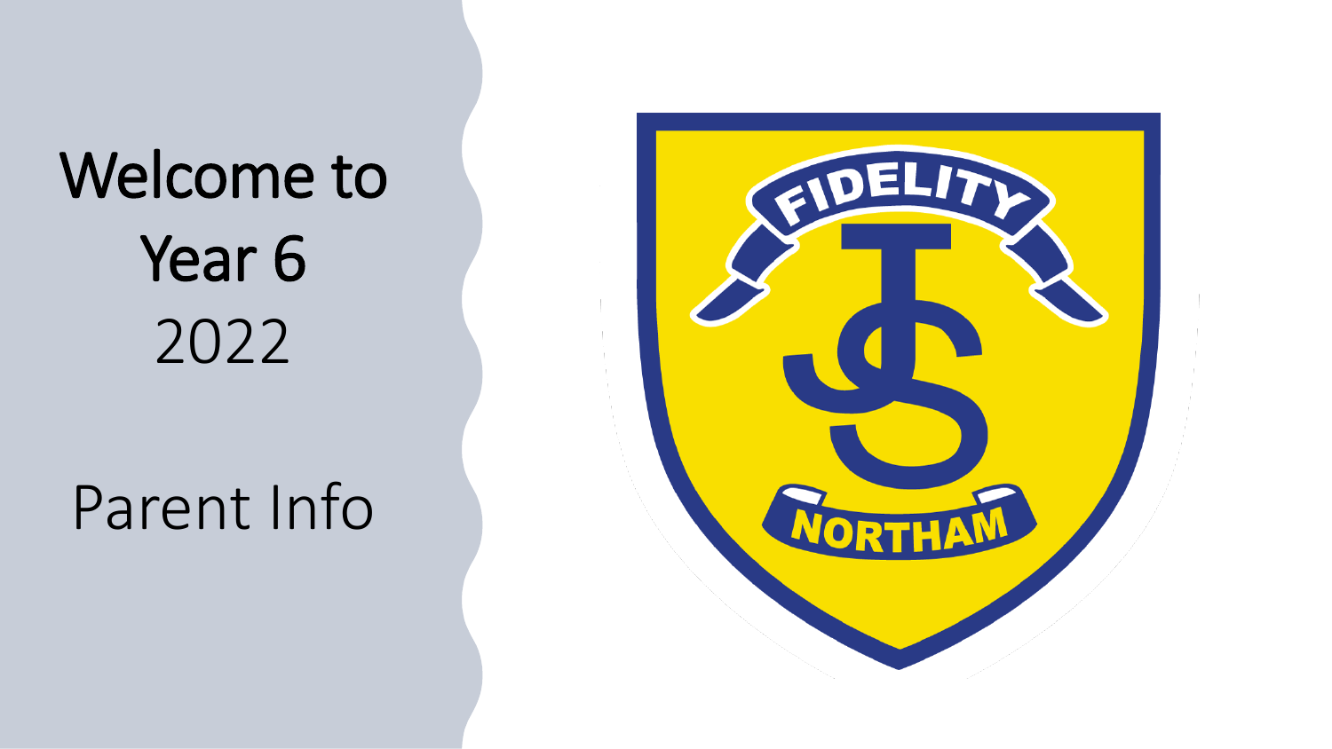# Welcome to Year 6

2022

Parent Info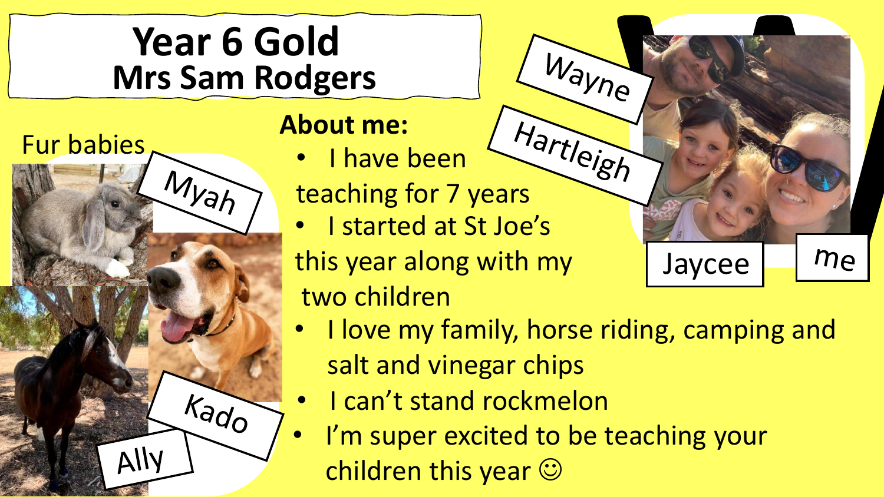# Year 6 Gold
## Mrs Sam Rodgers

Fur babies

Myah

Kado

Ally

**About me:**

- I have been teaching for 7 years
- I started at St Joe's this year along with my two children
- I love my family, horse riding, camping and salt and vinegar chips
- I can't stand rockmelon
- I'm super excited to be teaching your children this year ☺

Wayne

Hartleigh

Jaycee

me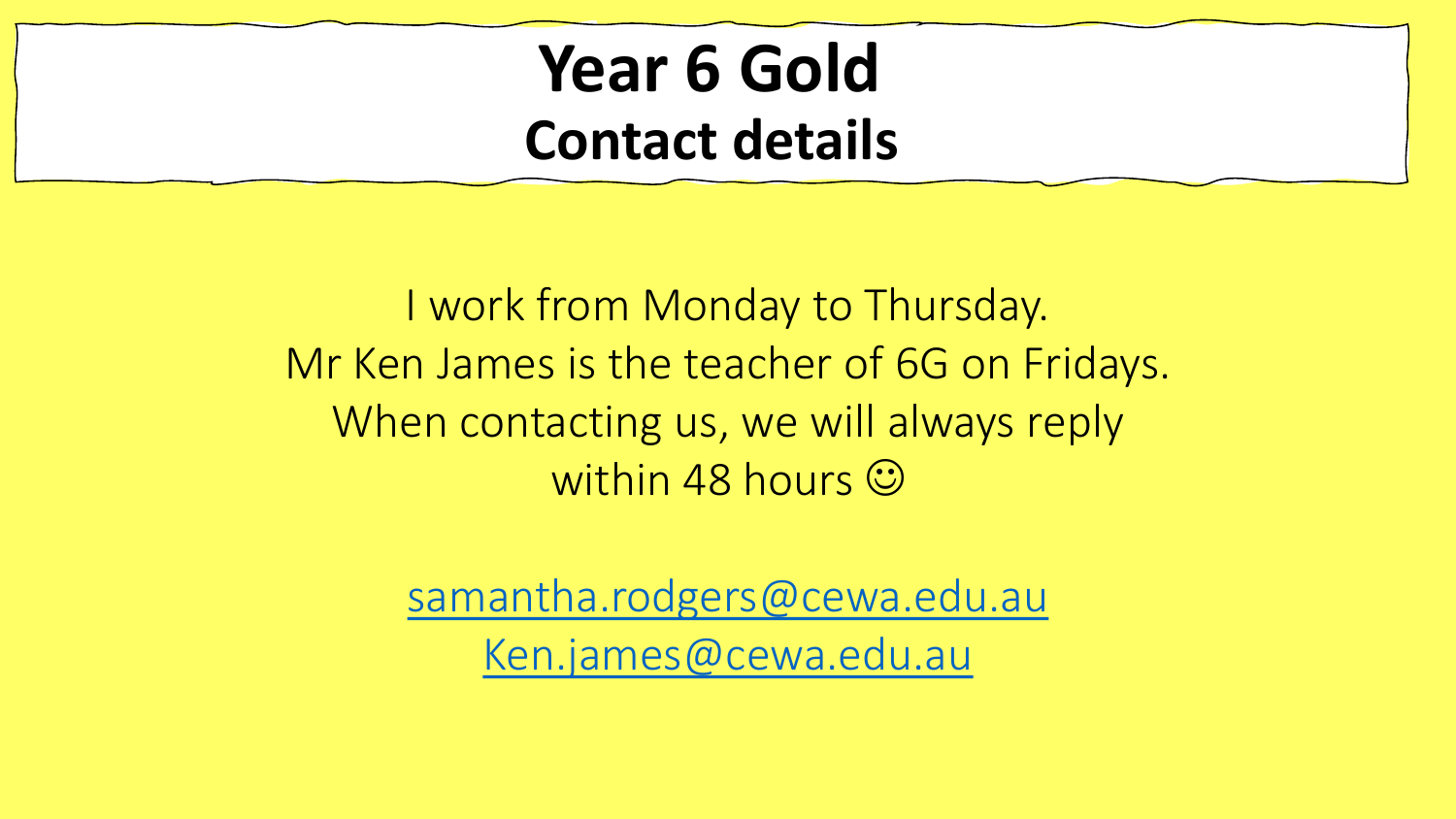# Year 6 Gold
## Contact details

I work from Monday to Thursday.
Mr Ken James is the teacher of 6G on Fridays.
When contacting us, we will always reply within 48 hours ☺

samantha.rodgers@cewa.edu.au
Ken.james@cewa.edu.au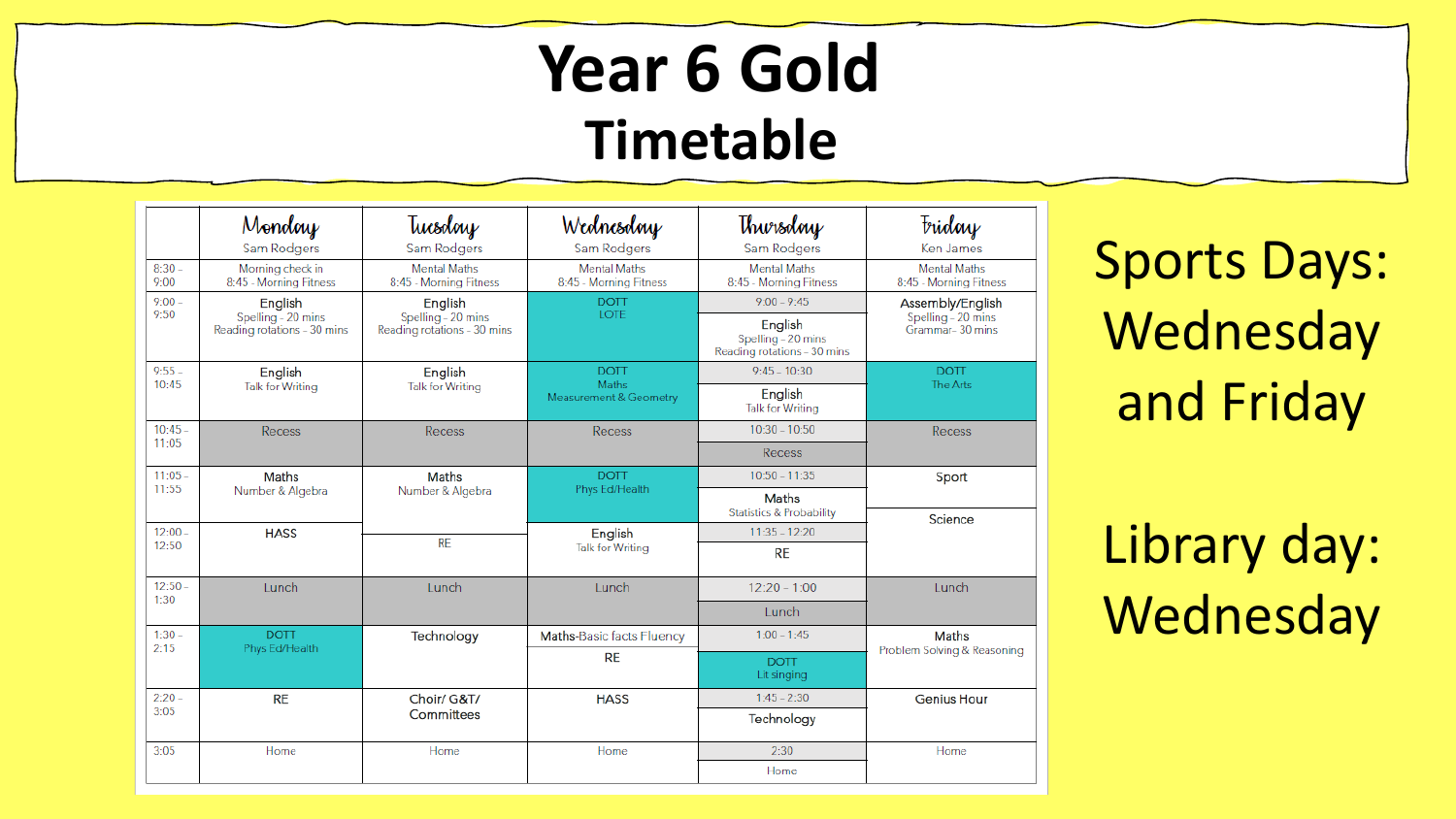# Year 6 Gold
## Timetable

| | Monday<br>Sam Rodgers | Tuesday<br>Sam Rodgers | Wednesday<br>Sam Rodgers | Thursday<br>Sam Rodgers | Friday<br>Ken James |
|---|---|---|---|---|---|
| 8:30 – 9:00 | Morning check in<br>8:45 - Morning Fitness | Mental Maths<br>8:45 - Morning Fitness | Mental Maths<br>8:45 - Morning Fitness | Mental Maths<br>8:45 - Morning Fitness | Mental Maths<br>8:45 - Morning Fitness |
| 9:00 – 9:50 | English<br>Spelling - 20 mins<br>Reading rotations - 30 mins | English<br>Spelling - 20 mins<br>Reading rotations - 30 mins | DOTT<br>LOTE | 9:00 – 9:45<br>English<br>Spelling - 20 mins<br>Reading rotations - 30 mins | Assembly/English<br>Spelling - 20 mins<br>Grammar- 30 mins |
| 9:55 – 10:45 | English<br>Talk for Writing | English<br>Talk for Writing | DOTT<br>Maths<br>Measurement & Geometry | 9:45 – 10:30<br>English<br>Talk for Writing | DOTT<br>The Arts |
| 10:45 – 11:05 | Recess | Recess | Recess | 10:30 – 10:50<br>Recess | Recess |
| 11:05 – 11:55 | Maths<br>Number & Algebra | Maths<br>Number & Algebra | DOTT<br>Phys Ed/Health | 10:50 – 11:35<br>Maths<br>Statistics & Probability | Sport |
| 12:00 – 12:50 | HASS | RE | English<br>Talk for Writing | 11:35 – 12:20<br>RE | Science |
| 12:50 – 1:30 | Lunch | Lunch | Lunch | 12:20 – 1:00<br>Lunch | Lunch |
| 1:30 – 2:15 | DOTT<br>Phys Ed/Health | Technology | Maths-Basic facts Fluency<br>RE | 1:00 – 1:45<br>DOTT<br>Lit singing | Maths<br>Problem Solving & Reasoning |
| 2:20 – 3:05 | RE | Choir/ G&T/ Committees | HASS | 1:45 – 2:30<br>Technology | Genius Hour |
| 3:05 | Home | Home | Home | 2:30<br>Home | Home |

Sports Days: Wednesday and Friday

Library day: Wednesday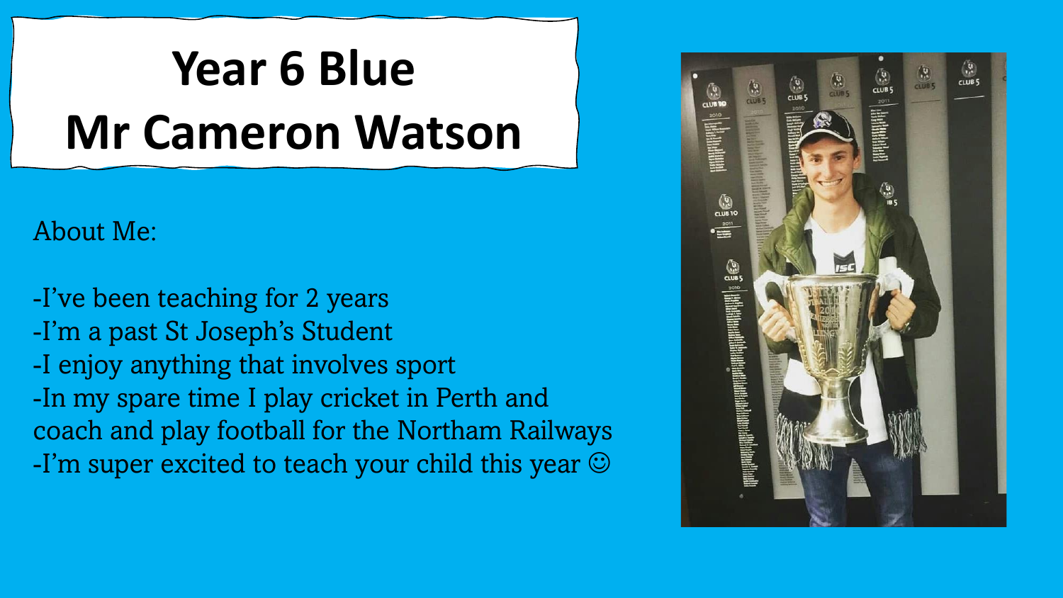# Year 6 Blue
# Mr Cameron Watson

About Me:

- I've been teaching for 2 years
- I'm a past St Joseph's Student
- I enjoy anything that involves sport
- In my spare time I play cricket in Perth and coach and play football for the Northam Railways
- I'm super excited to teach your child this year ☺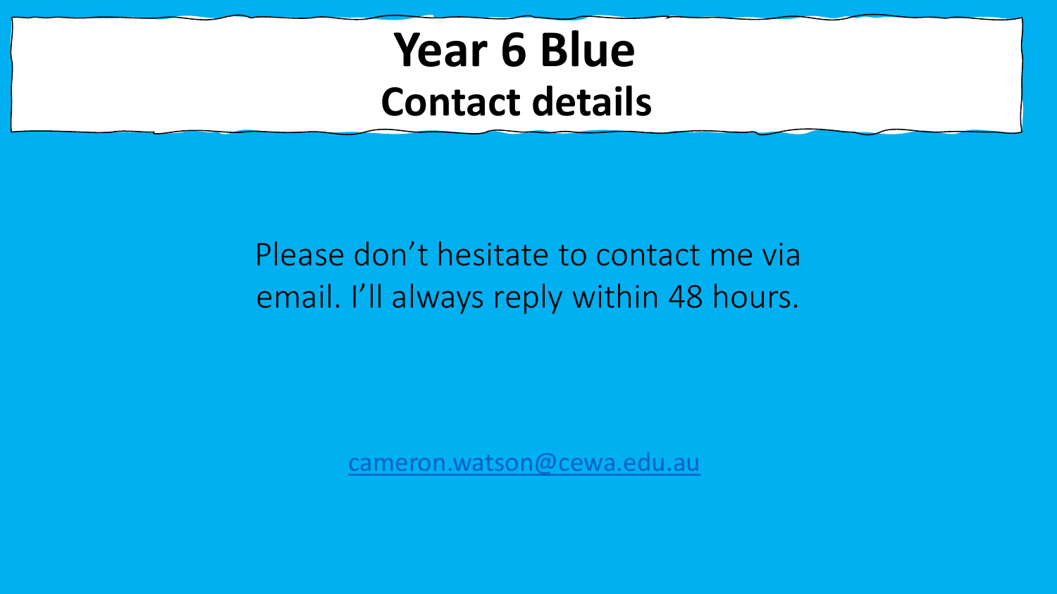# Year 6 Blue

## Contact details

Please don't hesitate to contact me via email. I'll always reply within 48 hours.

cameron.watson@cewa.edu.au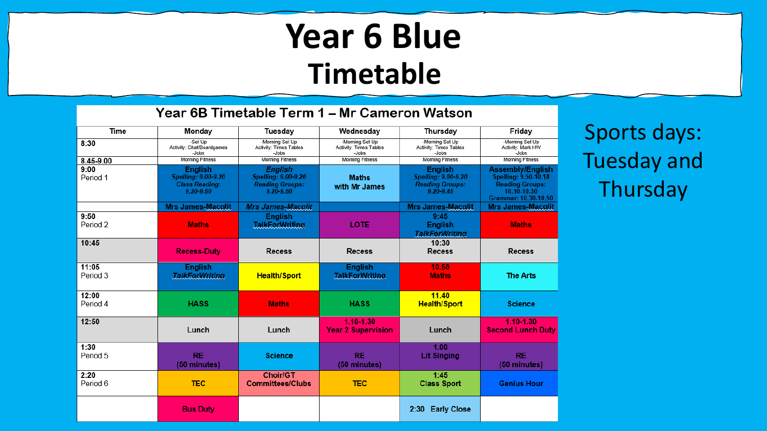# Year 6 Blue

## Timetable

### Year 6B Timetable Term 1 – Mr Cameron Watson

| Time | Monday | Tuesday | Wednesday | Thursday | Friday |
|---|---|---|---|---|---|
| 8:30 | -Set Up Activity: Chat/Boardgames -Jobs | -Morning Set Up Activity: Times Tables -Jobs | -Morning Set Up Activity: Times Tables -Jobs | -Morning Set Up Activity: Times Tables -Jobs | -Morning Set Up Activity: Mark HW -Jobs |
| 8.45-9.00 | Morning Fitness | Morning Fitness | Morning Fitness | Morning Fitness | Morning Fitness |
| 9:00 Period 1 | English *Spelling: 9.00-9.20* *Class Reading: 9.20-9.50* | *English* *Spelling: 9.00-9.20* *Reading Groups: 9.20-9.50* | Maths with Mr James | English *Spelling: 9.00-9.20* *Reading Groups: 9.20-9.45* | Assembly/English Spelling: 9.50-10.10 Reading Groups: 10.10-10.30 Grammar: 10.30-10.50 |
| | Mrs James-Macolit | *Mrs James-Macolit* | | Mrs James-Macolit | Mrs James-Macolit |
| 9:50 Period 2 | Maths | English TalkForWriting | LOTE | 9:45 English *TalkForWriting* | Maths |
| 10:45 | Recess-Duty | Recess | Recess | 10:30 Recess | Recess |
| 11:05 Period 3 | English *TalkForWriting* | Health/Sport | English TalkForWriting | 10.50 Maths | The Arts |
| 12:00 Period 4 | HASS | Maths | HASS | 11.40 Health/Sport | Science |
| 12:50 | Lunch | Lunch | 1.10-1.30 Year 2 Supervision | Lunch | 1.10-1.30 Second Lunch Duty |
| 1:30 Period 5 | RE (50 minutes) | Science | RE (50 minutes) | 1.00 Lit Singing | RE (50 minutes) |
| 2:20 Period 6 | TEC | Choir/GT Committees/Clubs | TEC | 1:45 Class Sport | Genius Hour |
| | Bus Duty | | | 2:30 Early Close | |

Sports days: Tuesday and Thursday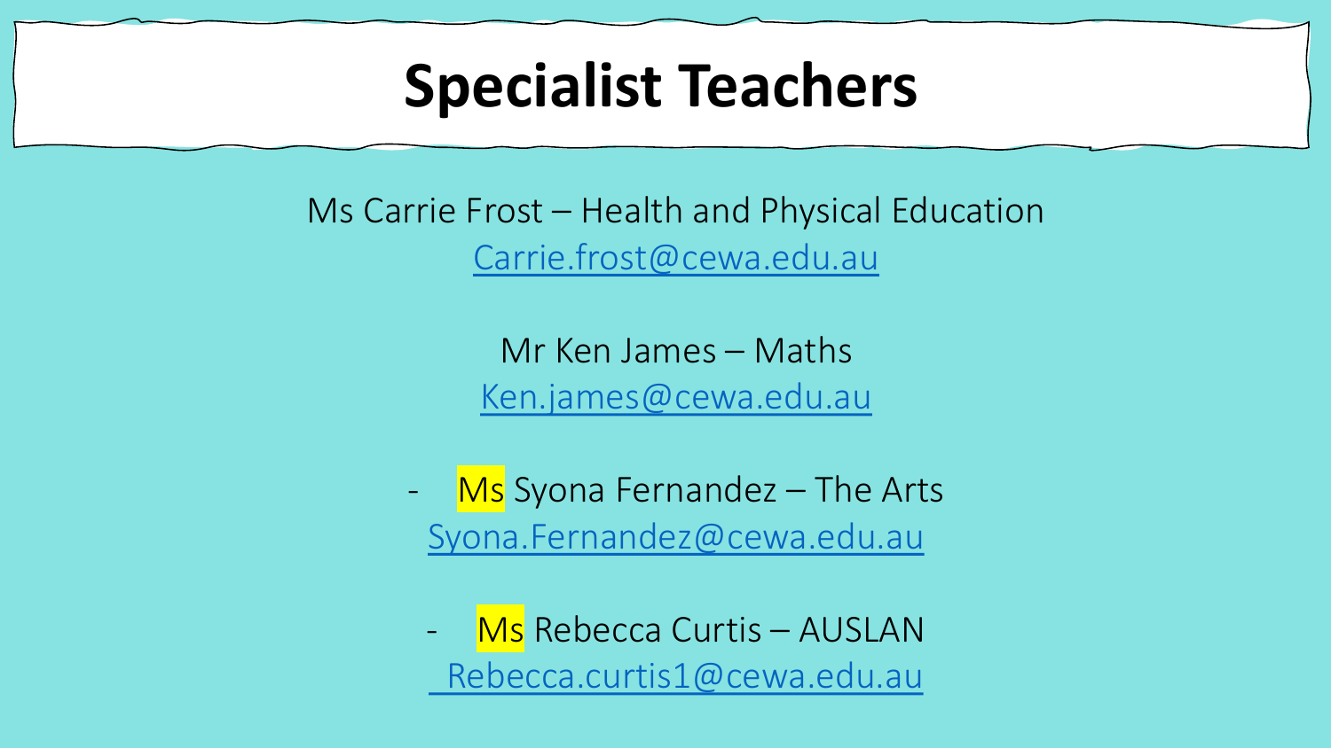# Specialist Teachers

Ms Carrie Frost – Health and Physical Education
Carrie.frost@cewa.edu.au

Mr Ken James – Maths
Ken.james@cewa.edu.au

- Ms Syona Fernandez – The Arts
Syona.Fernandez@cewa.edu.au

- Ms Rebecca Curtis – AUSLAN
Rebecca.curtis1@cewa.edu.au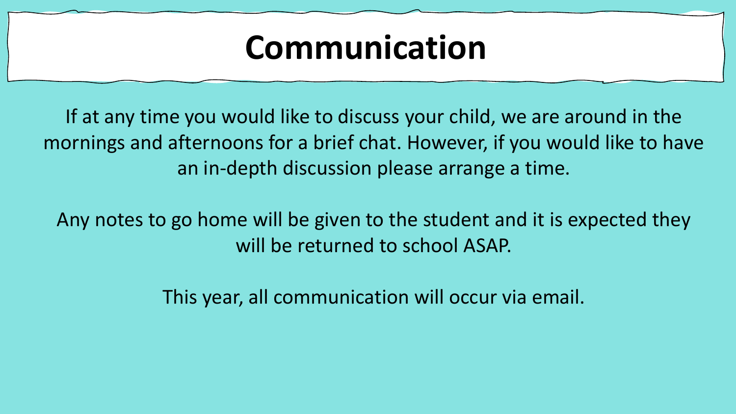# Communication

If at any time you would like to discuss your child, we are around in the mornings and afternoons for a brief chat. However, if you would like to have an in-depth discussion please arrange a time.

Any notes to go home will be given to the student and it is expected they will be returned to school ASAP.

This year, all communication will occur via email.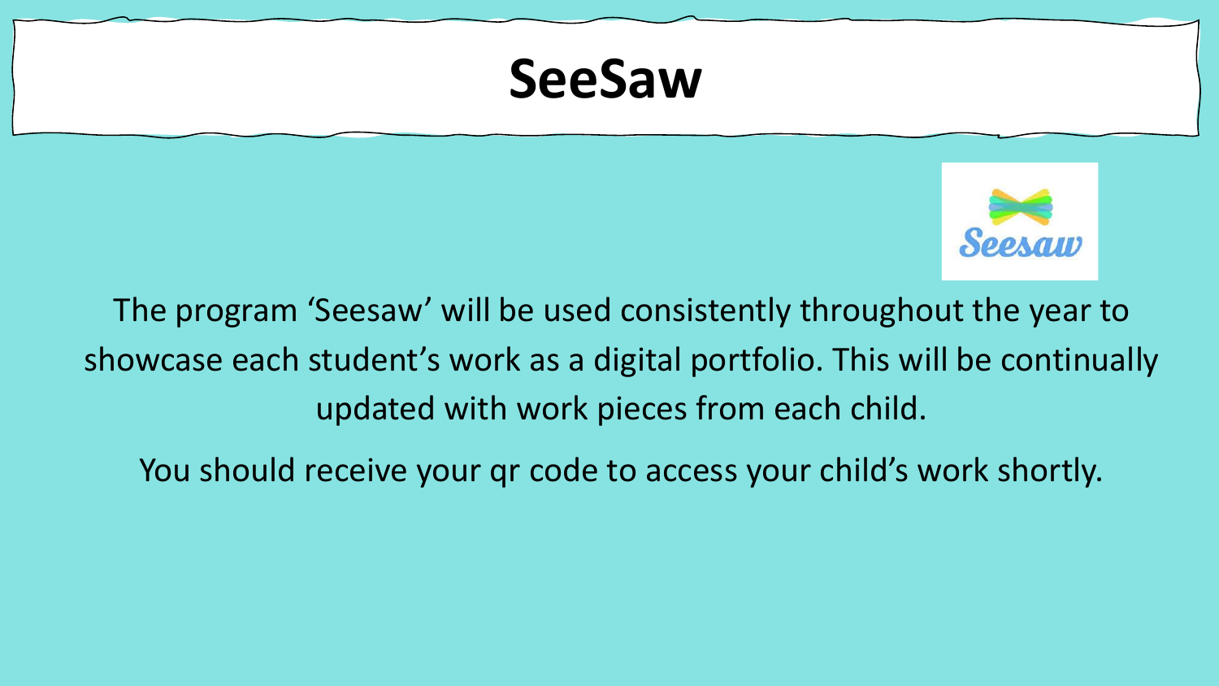# SeeSaw

The program 'Seesaw' will be used consistently throughout the year to showcase each student's work as a digital portfolio. This will be continually updated with work pieces from each child.

You should receive your qr code to access your child's work shortly.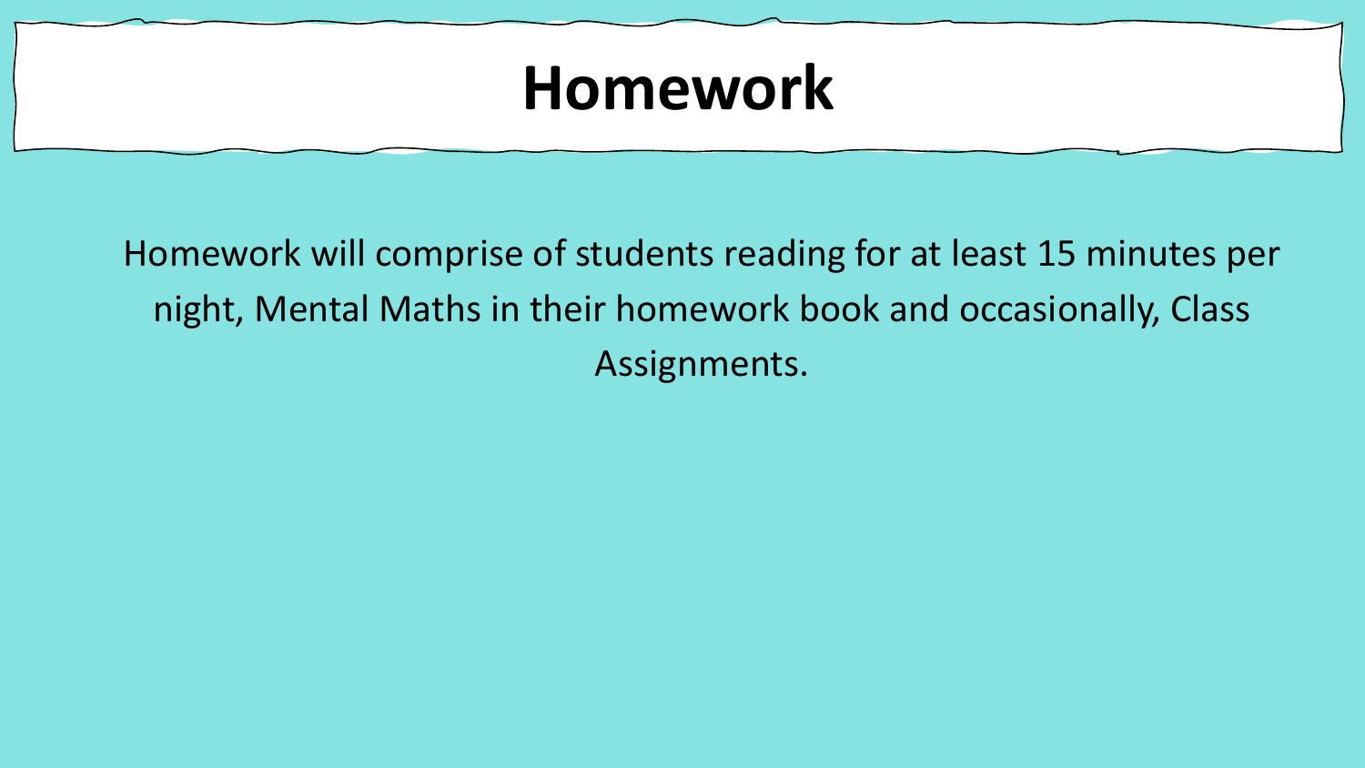# Homework

Homework will comprise of students reading for at least 15 minutes per night, Mental Maths in their homework book and occasionally, Class Assignments.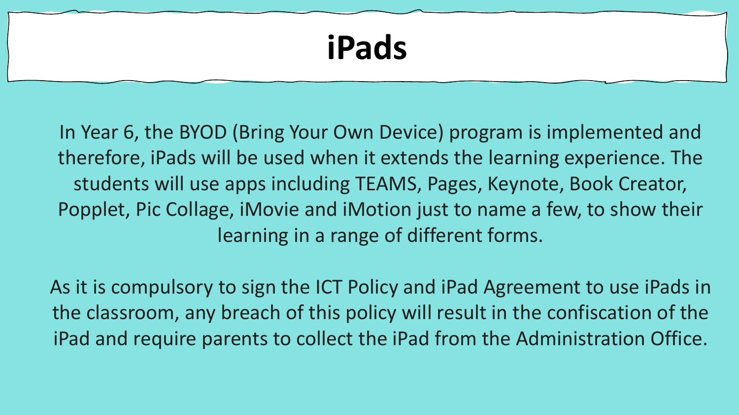# iPads

In Year 6, the BYOD (Bring Your Own Device) program is implemented and therefore, iPads will be used when it extends the learning experience. The students will use apps including TEAMS, Pages, Keynote, Book Creator, Popplet, Pic Collage, iMovie and iMotion just to name a few, to show their learning in a range of different forms.

As it is compulsory to sign the ICT Policy and iPad Agreement to use iPads in the classroom, any breach of this policy will result in the confiscation of the iPad and require parents to collect the iPad from the Administration Office.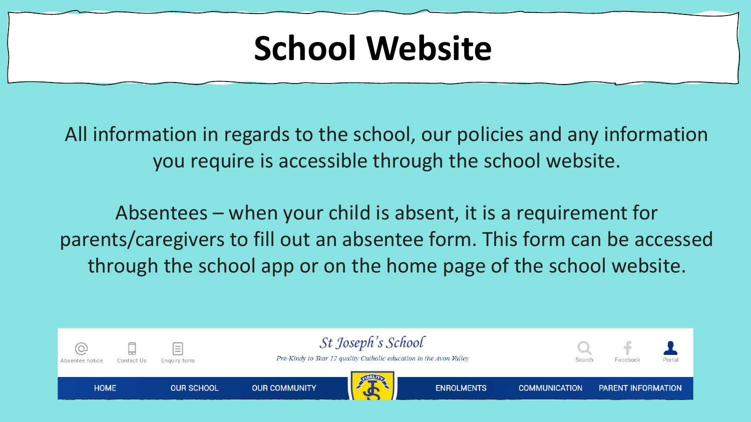# School Website

All information in regards to the school, our policies and any information you require is accessible through the school website.

Absentees – when your child is absent, it is a requirement for parents/caregivers to fill out an absentee form. This form can be accessed through the school app or on the home page of the school website.

Absentee notice | Contact Us | Enquiry form

*St Joseph's School*

*Pre-Kindy to Year 12 quality Catholic education in the Avon Valley*

Search | Facebook | Portal

HOME | OUR SCHOOL | OUR COMMUNITY | ENROLMENTS | COMMUNICATION | PARENT INFORMATION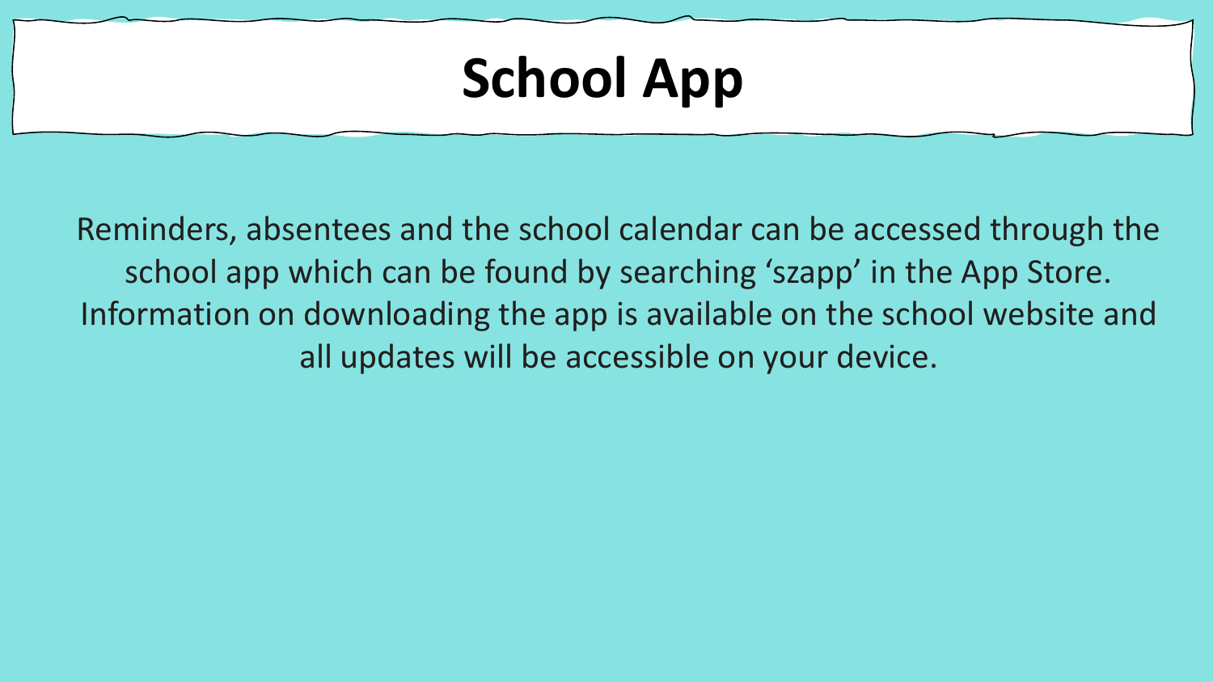# School App

Reminders, absentees and the school calendar can be accessed through the school app which can be found by searching 'szapp' in the App Store. Information on downloading the app is available on the school website and all updates will be accessible on your device.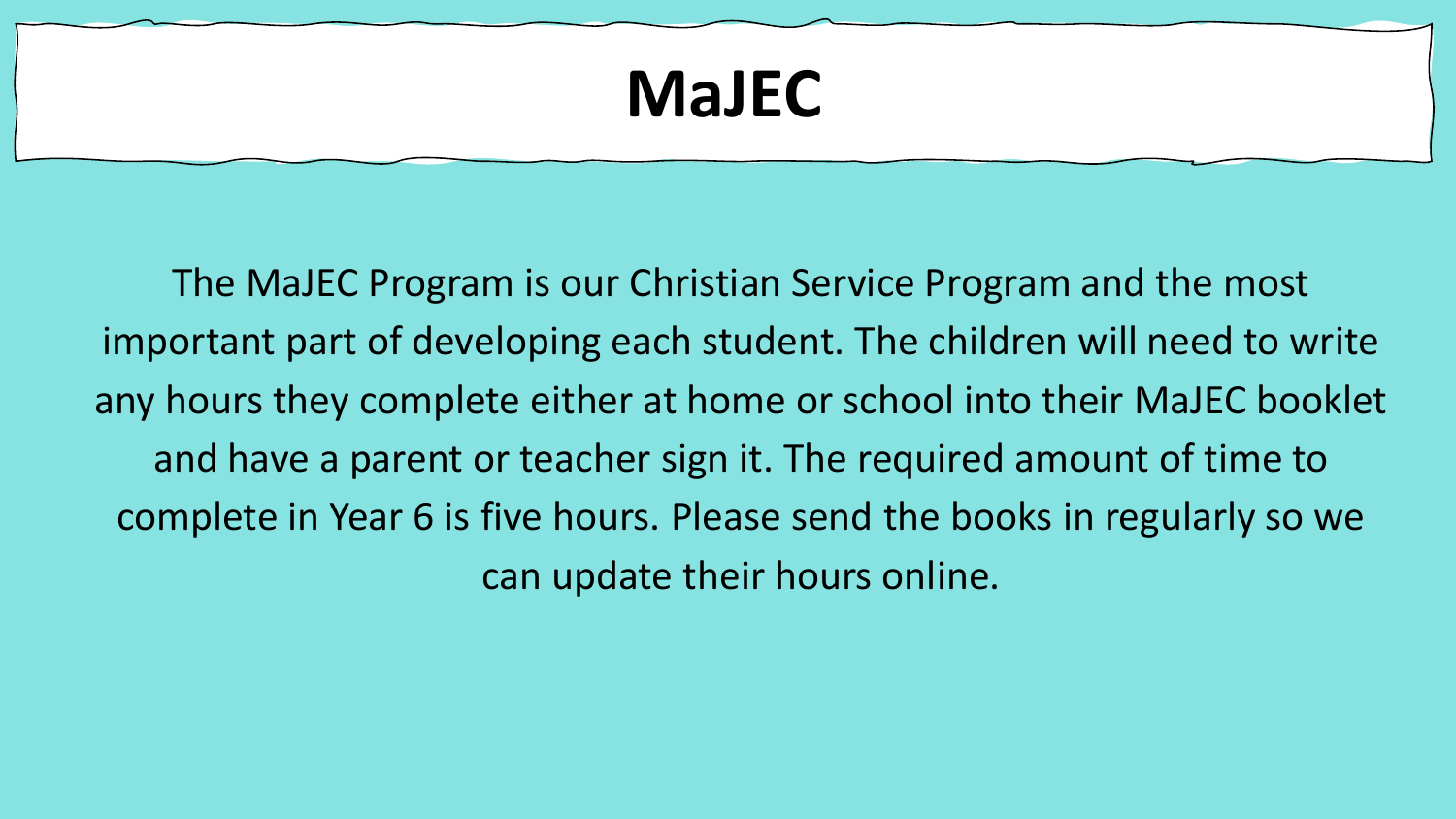# MaJEC

The MaJEC Program is our Christian Service Program and the most important part of developing each student. The children will need to write any hours they complete either at home or school into their MaJEC booklet and have a parent or teacher sign it. The required amount of time to complete in Year 6 is five hours. Please send the books in regularly so we can update their hours online.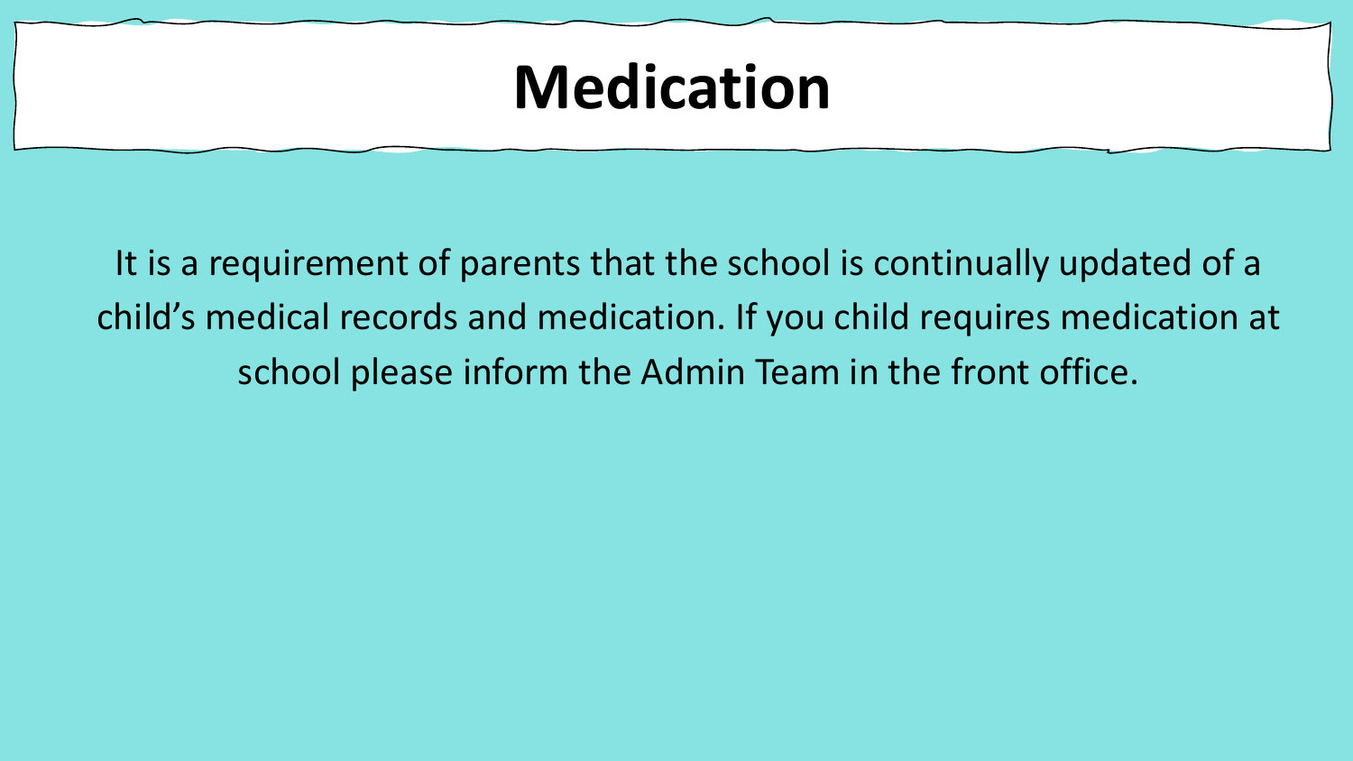# Medication

It is a requirement of parents that the school is continually updated of a child's medical records and medication. If you child requires medication at school please inform the Admin Team in the front office.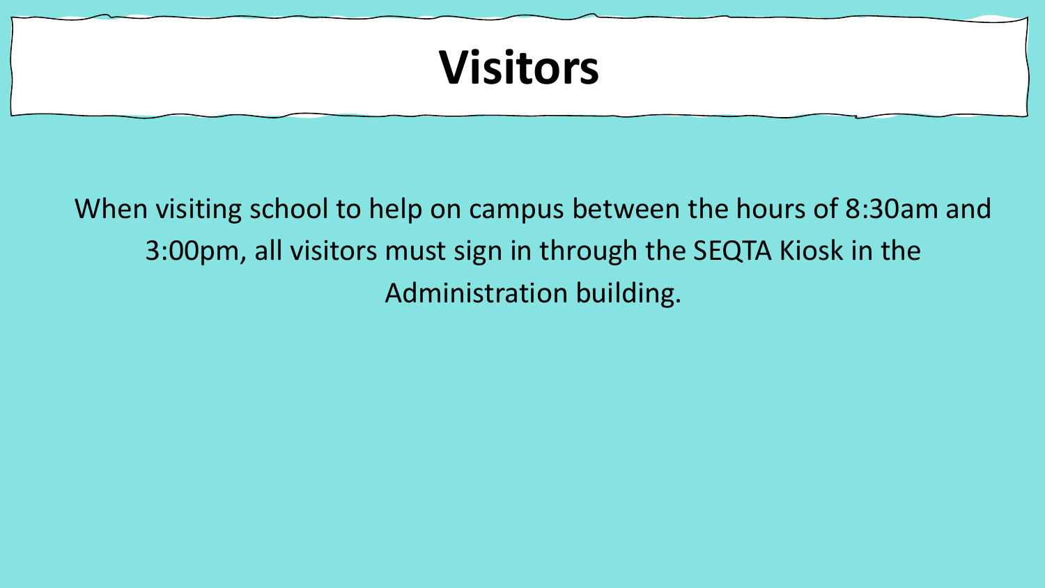# Visitors

When visiting school to help on campus between the hours of 8:30am and 3:00pm, all visitors must sign in through the SEQTA Kiosk in the Administration building.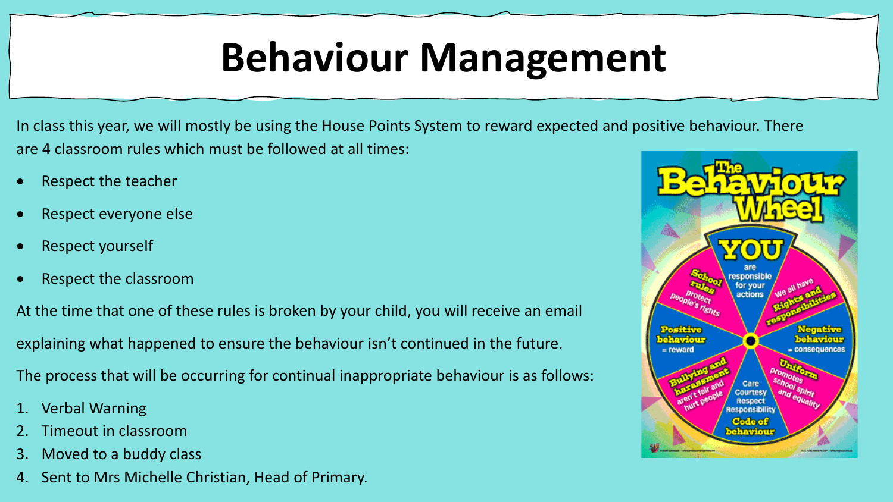# Behaviour Management

In class this year, we will mostly be using the House Points System to reward expected and positive behaviour. There are 4 classroom rules which must be followed at all times:

- Respect the teacher
- Respect everyone else
- Respect yourself
- Respect the classroom

At the time that one of these rules is broken by your child, you will receive an email explaining what happened to ensure the behaviour isn't continued in the future.

The process that will be occurring for continual inappropriate behaviour is as follows:

1. Verbal Warning
2. Timeout in classroom
3. Moved to a buddy class
4. Sent to Mrs Michelle Christian, Head of Primary.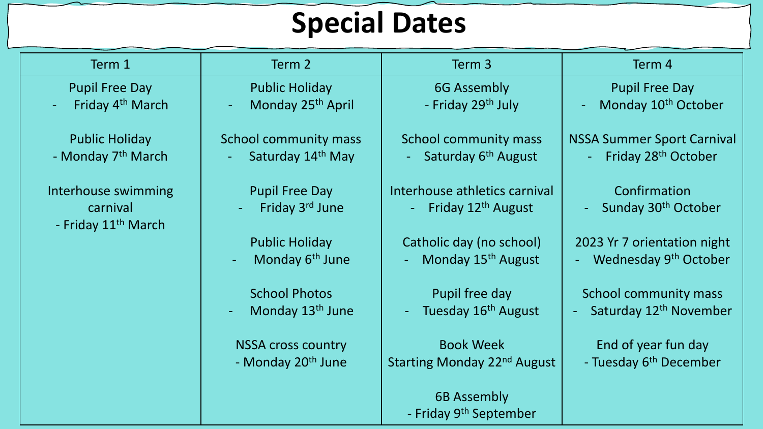# Special Dates

| Term 1 | Term 2 | Term 3 | Term 4 |
| --- | --- | --- | --- |
| Pupil Free Day<br>- Friday 4th March | Public Holiday<br>- Monday 25th April | 6G Assembly<br>- Friday 29th July | Pupil Free Day<br>- Monday 10th October |
| Public Holiday<br>- Monday 7th March | School community mass<br>- Saturday 14th May | School community mass<br>- Saturday 6th August | NSSA Summer Sport Carnival<br>- Friday 28th October |
| Interhouse swimming carnival<br>- Friday 11th March | Pupil Free Day<br>- Friday 3rd June | Interhouse athletics carnival<br>- Friday 12th August | Confirmation<br>- Sunday 30th October |
| | Public Holiday<br>- Monday 6th June | Catholic day (no school)<br>- Monday 15th August | 2023 Yr 7 orientation night<br>- Wednesday 9th October |
| | School Photos<br>- Monday 13th June | Pupil free day<br>- Tuesday 16th August | School community mass<br>- Saturday 12th November |
| | NSSA cross country<br>- Monday 20th June | Book Week<br>Starting Monday 22nd August | End of year fun day<br>- Tuesday 6th December |
| | | 6B Assembly<br>- Friday 9th September | |